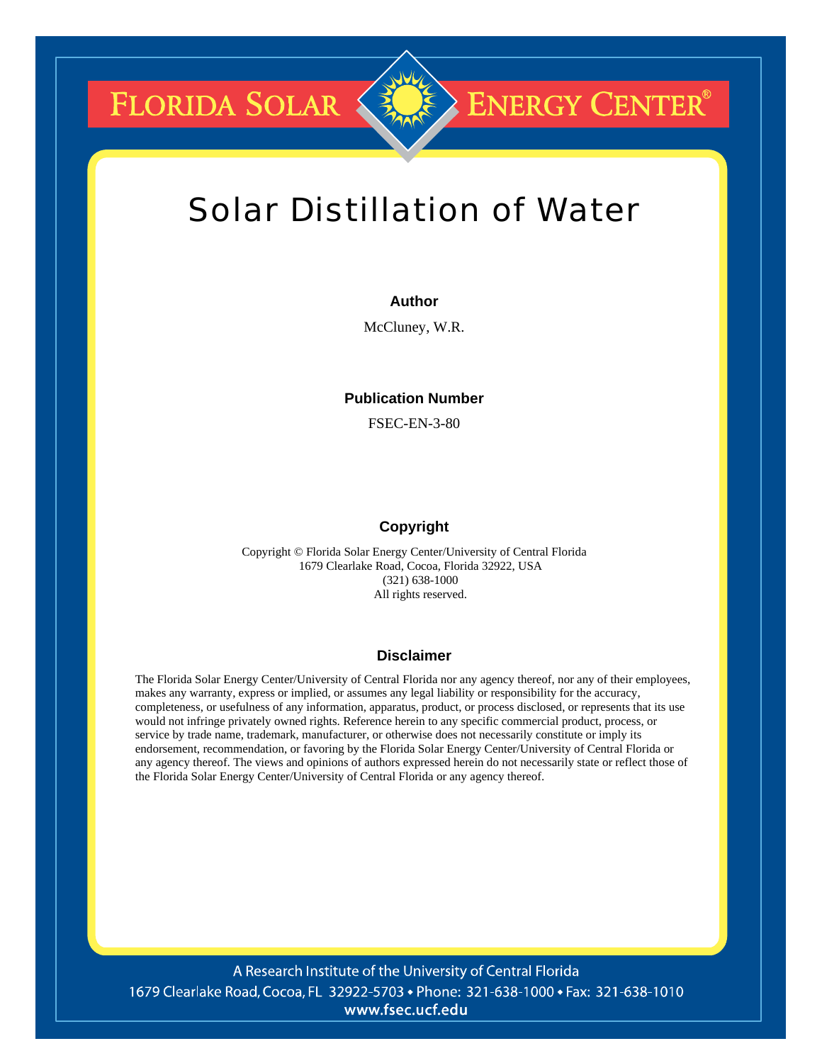FLORIDA SOLAR ENERGY CENTER®

# Solar Distillation of Water

### Author

McCluney, W.R.

### Publication Number

FSEC-EN-3-80

### Copyright

Copyright © Florida Solar Energy Center/University of Central Florida
1679 Clearlake Road, Cocoa, Florida 32922, USA
(321) 638-1000
All rights reserved.

### Disclaimer

The Florida Solar Energy Center/University of Central Florida nor any agency thereof, nor any of their employees, makes any warranty, express or implied, or assumes any legal liability or responsibility for the accuracy, completeness, or usefulness of any information, apparatus, product, or process disclosed, or represents that its use would not infringe privately owned rights. Reference herein to any specific commercial product, process, or service by trade name, trademark, manufacturer, or otherwise does not necessarily constitute or imply its endorsement, recommendation, or favoring by the Florida Solar Energy Center/University of Central Florida or any agency thereof. The views and opinions of authors expressed herein do not necessarily state or reflect those of the Florida Solar Energy Center/University of Central Florida or any agency thereof.

A Research Institute of the University of Central Florida
1679 Clearlake Road, Cocoa, FL 32922-5703 • Phone: 321-638-1000 • Fax: 321-638-1010
www.fsec.ucf.edu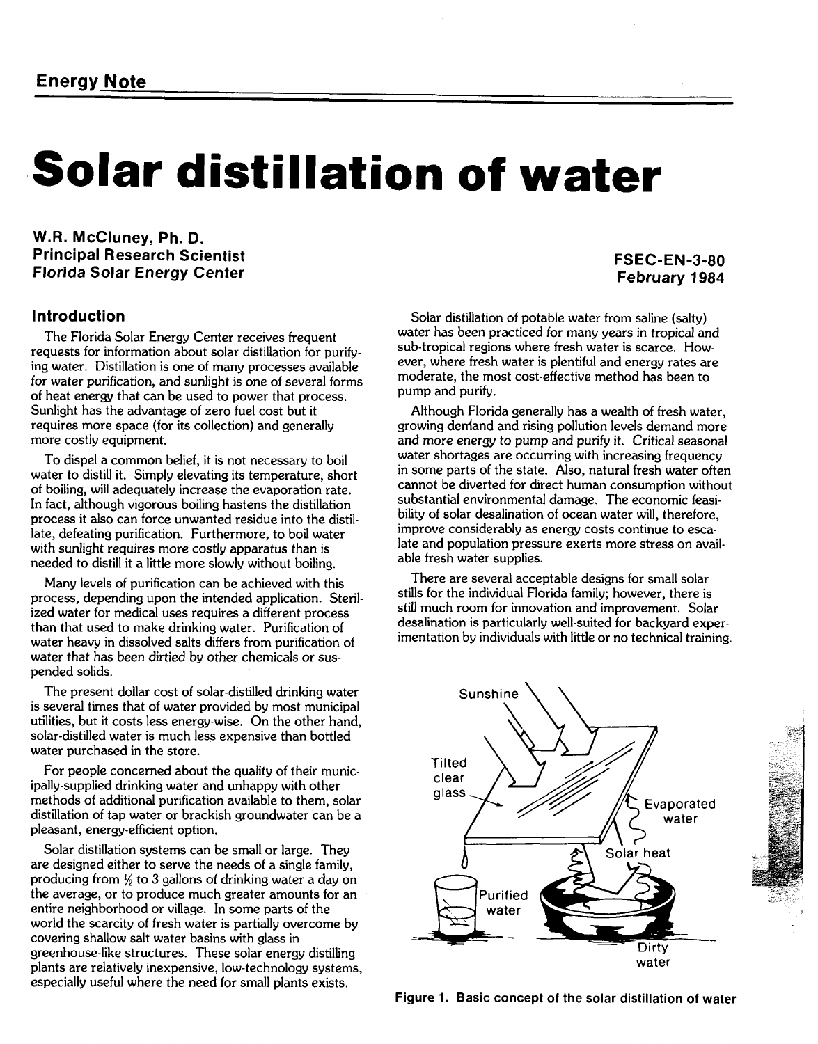**Energy Note**

# Solar distillation of water

**W.R. McCluney, Ph. D.**
**Principal Research Scientist**
**Florida Solar Energy Center**

**FSEC-EN-3-80**
**February 1984**

## Introduction

The Florida Solar Energy Center receives frequent requests for information about solar distillation for purifying water. Distillation is one of many processes available for water purification, and sunlight is one of several forms of heat energy that can be used to power that process. Sunlight has the advantage of zero fuel cost but it requires more space (for its collection) and generally more costly equipment.

To dispel a common belief, it is not necessary to boil water to distill it. Simply elevating its temperature, short of boiling, will adequately increase the evaporation rate. In fact, although vigorous boiling hastens the distillation process it also can force unwanted residue into the distillate, defeating purification. Furthermore, to boil water with sunlight requires more costly apparatus than is needed to distill it a little more slowly without boiling.

Many levels of purification can be achieved with this process, depending upon the intended application. Sterilized water for medical uses requires a different process than that used to make drinking water. Purification of water heavy in dissolved salts differs from purification of water that has been dirtied by other chemicals or suspended solids.

The present dollar cost of solar-distilled drinking water is several times that of water provided by most municipal utilities, but it costs less energy-wise. On the other hand, solar-distilled water is much less expensive than bottled water purchased in the store.

For people concerned about the quality of their municipally-supplied drinking water and unhappy with other methods of additional purification available to them, solar distillation of tap water or brackish groundwater can be a pleasant, energy-efficient option.

Solar distillation systems can be small or large. They are designed either to serve the needs of a single family, producing from ½ to 3 gallons of drinking water a day on the average, or to produce much greater amounts for an entire neighborhood or village. In some parts of the world the scarcity of fresh water is partially overcome by covering shallow salt water basins with glass in greenhouse-like structures. These solar energy distilling plants are relatively inexpensive, low-technology systems, especially useful where the need for small plants exists.

Solar distillation of potable water from saline (salty) water has been practiced for many years in tropical and sub-tropical regions where fresh water is scarce. However, where fresh water is plentiful and energy rates are moderate, the most cost-effective method has been to pump and purify.

Although Florida generally has a wealth of fresh water, growing demand and rising pollution levels demand more and more energy to pump and purify it. Critical seasonal water shortages are occurring with increasing frequency in some parts of the state. Also, natural fresh water often cannot be diverted for direct human consumption without substantial environmental damage. The economic feasibility of solar desalination of ocean water will, therefore, improve considerably as energy costs continue to escalate and population pressure exerts more stress on available fresh water supplies.

There are several acceptable designs for small solar stills for the individual Florida family; however, there is still much room for innovation and improvement. Solar desalination is particularly well-suited for backyard experimentation by individuals with little or no technical training.

Sunshine
Tilted clear glass
Evaporated water
Solar heat
Purified water
Dirty water

**Figure 1. Basic concept of the solar distillation of water**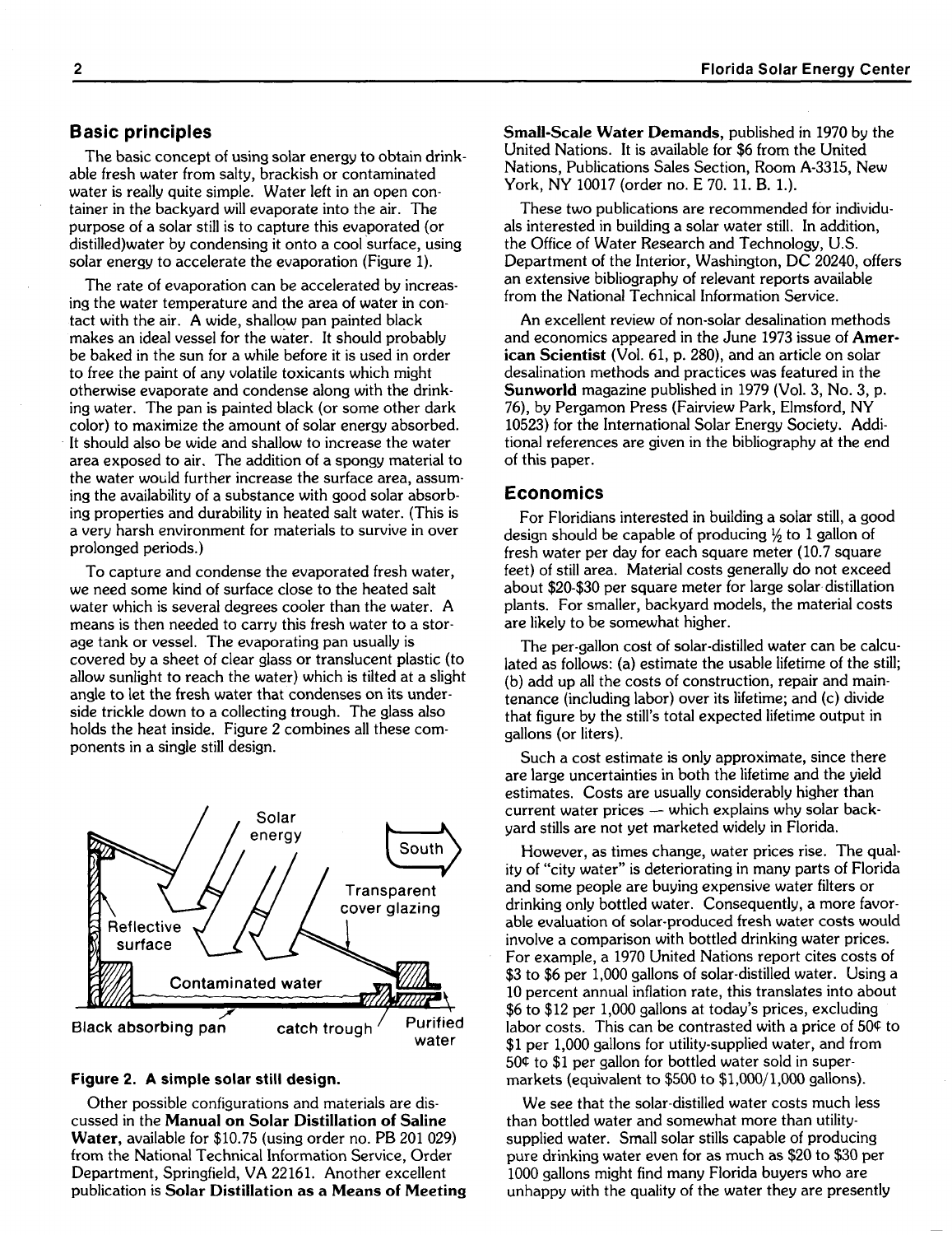## Basic principles

The basic concept of using solar energy to obtain drinkable fresh water from salty, brackish or contaminated water is really quite simple. Water left in an open container in the backyard will evaporate into the air. The purpose of a solar still is to capture this evaporated (or distilled)water by condensing it onto a cool surface, using solar energy to accelerate the evaporation (Figure 1).

The rate of evaporation can be accelerated by increasing the water temperature and the area of water in contact with the air. A wide, shallow pan painted black makes an ideal vessel for the water. It should probably be baked in the sun for a while before it is used in order to free the paint of any volatile toxicants which might otherwise evaporate and condense along with the drinking water. The pan is painted black (or some other dark color) to maximize the amount of solar energy absorbed. It should also be wide and shallow to increase the water area exposed to air. The addition of a spongy material to the water would further increase the surface area, assuming the availability of a substance with good solar absorbing properties and durability in heated salt water. (This is a very harsh environment for materials to survive in over prolonged periods.)

To capture and condense the evaporated fresh water, we need some kind of surface close to the heated salt water which is several degrees cooler than the water. A means is then needed to carry this fresh water to a storage tank or vessel. The evaporating pan usually is covered by a sheet of clear glass or translucent plastic (to allow sunlight to reach the water) which is tilted at a slight angle to let the fresh water that condenses on its underside trickle down to a collecting trough. The glass also holds the heat inside. Figure 2 combines all these components in a single still design.

Solar energy | South | Transparent cover glazing | Reflective surface | Contaminated water | Black absorbing pan | catch trough | Purified water

**Figure 2. A simple solar still design.**

Other possible configurations and materials are discussed in the **Manual on Solar Distillation of Saline Water**, available for $10.75 (using order no. PB 201 029) from the National Technical Information Service, Order Department, Springfield, VA 22161. Another excellent publication is **Solar Distillation as a Means of Meeting Small-Scale Water Demands**, published in 1970 by the United Nations. It is available for $6 from the United Nations, Publications Sales Section, Room A-3315, New York, NY 10017 (order no. E 70. 11. B. 1.).

These two publications are recommended for individuals interested in building a solar water still. In addition, the Office of Water Research and Technology, U.S. Department of the Interior, Washington, DC 20240, offers an extensive bibliography of relevant reports available from the National Technical Information Service.

An excellent review of non-solar desalination methods and economics appeared in the June 1973 issue of **American Scientist** (Vol. 61, p. 280), and an article on solar desalination methods and practices was featured in the **Sunworld** magazine published in 1979 (Vol. 3, No. 3, p. 76), by Pergamon Press (Fairview Park, Elmsford, NY 10523) for the International Solar Energy Society. Additional references are given in the bibliography at the end of this paper.

## Economics

For Floridians interested in building a solar still, a good design should be capable of producing ½ to 1 gallon of fresh water per day for each square meter (10.7 square feet) of still area. Material costs generally do not exceed about $20-$30 per square meter for large solar distillation plants. For smaller, backyard models, the material costs are likely to be somewhat higher.

The per-gallon cost of solar-distilled water can be calculated as follows: (a) estimate the usable lifetime of the still; (b) add up all the costs of construction, repair and maintenance (including labor) over its lifetime; and (c) divide that figure by the still's total expected lifetime output in gallons (or liters).

Such a cost estimate is only approximate, since there are large uncertainties in both the lifetime and the yield estimates. Costs are usually considerably higher than current water prices — which explains why solar backyard stills are not yet marketed widely in Florida.

However, as times change, water prices rise. The quality of "city water" is deteriorating in many parts of Florida and some people are buying expensive water filters or drinking only bottled water. Consequently, a more favorable evaluation of solar-produced fresh water costs would involve a comparison with bottled drinking water prices. For example, a 1970 United Nations report cites costs of $3 to $6 per 1,000 gallons of solar-distilled water. Using a 10 percent annual inflation rate, this translates into about $6 to $12 per 1,000 gallons at today's prices, excluding labor costs. This can be contrasted with a price of 50¢ to $1 per 1,000 gallons for utility-supplied water, and from 50¢ to $1 per gallon for bottled water sold in supermarkets (equivalent to $500 to $1,000/1,000 gallons).

We see that the solar-distilled water costs much less than bottled water and somewhat more than utility-supplied water. Small solar stills capable of producing pure drinking water even for as much as $20 to $30 per 1000 gallons might find many Florida buyers who are unhappy with the quality of the water they are presently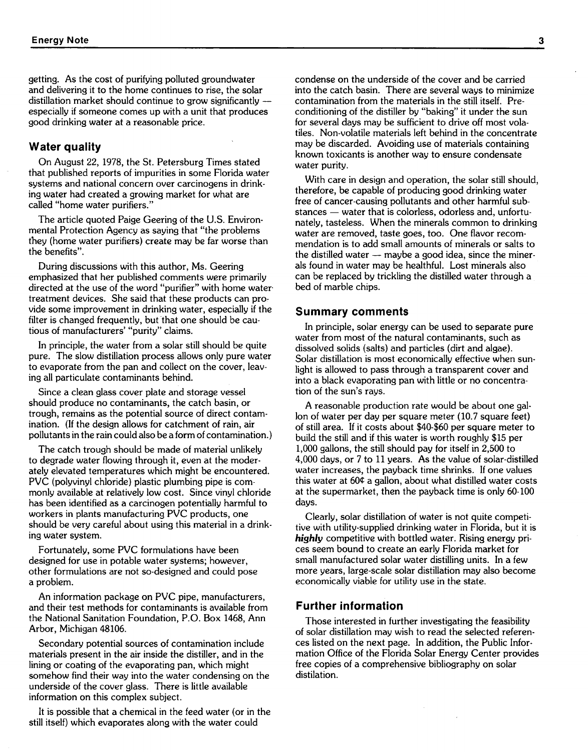getting. As the cost of purifying polluted groundwater and delivering it to the home continues to rise, the solar distillation market should continue to grow significantly — especially if someone comes up with a unit that produces good drinking water at a reasonable price.

## Water quality

On August 22, 1978, the St. Petersburg Times stated that published reports of impurities in some Florida water systems and national concern over carcinogens in drinking water had created a growing market for what are called "home water purifiers."

The article quoted Paige Geering of the U.S. Environmental Protection Agency as saying that "the problems they (home water purifiers) create may be far worse than the benefits".

During discussions with this author, Ms. Geering emphasized that her published comments were primarily directed at the use of the word "purifier" with home water treatment devices. She said that these products can provide some improvement in drinking water, especially if the filter is changed frequently, but that one should be cautious of manufacturers' "purity" claims.

In principle, the water from a solar still should be quite pure. The slow distillation process allows only pure water to evaporate from the pan and collect on the cover, leaving all particulate contaminants behind.

Since a clean glass cover plate and storage vessel should produce no contaminants, the catch basin, or trough, remains as the potential source of direct contamination. (If the design allows for catchment of rain, air pollutants in the rain could also be a form of contamination.)

The catch trough should be made of material unlikely to degrade water flowing through it, even at the moderately elevated temperatures which might be encountered. PVC (polyvinyl chloride) plastic plumbing pipe is commonly available at relatively low cost. Since vinyl chloride has been identified as a carcinogen potentially harmful to workers in plants manufacturing PVC products, one should be very careful about using this material in a drinking water system.

Fortunately, some PVC formulations have been designed for use in potable water systems; however, other formulations are not so-designed and could pose a problem.

An information package on PVC pipe, manufacturers, and their test methods for contaminants is available from the National Sanitation Foundation, P.O. Box 1468, Ann Arbor, Michigan 48106.

Secondary potential sources of contamination include materials present in the air inside the distiller, and in the lining or coating of the evaporating pan, which might somehow find their way into the water condensing on the underside of the cover glass. There is little available information on this complex subject.

It is possible that a chemical in the feed water (or in the still itself) which evaporates along with the water could condense on the underside of the cover and be carried into the catch basin. There are several ways to minimize contamination from the materials in the still itself. Preconditioning of the distiller by "baking" it under the sun for several days may be sufficient to drive off most volatiles. Non-volatile materials left behind in the concentrate may be discarded. Avoiding use of materials containing known toxicants is another way to ensure condensate water purity.

With care in design and operation, the solar still should, therefore, be capable of producing good drinking water free of cancer-causing pollutants and other harmful substances — water that is colorless, odorless and, unfortunately, tasteless. When the minerals common to drinking water are removed, taste goes, too. One flavor recommendation is to add small amounts of minerals or salts to the distilled water — maybe a good idea, since the minerals found in water may be healthful. Lost minerals also can be replaced by trickling the distilled water through a bed of marble chips.

## Summary comments

In principle, solar energy can be used to separate pure water from most of the natural contaminants, such as dissolved solids (salts) and particles (dirt and algae). Solar distillation is most economically effective when sunlight is allowed to pass through a transparent cover and into a black evaporating pan with little or no concentration of the sun's rays.

A reasonable production rate would be about one gallon of water per day per square meter (10.7 square feet) of still area. If it costs about \$40-\$60 per square meter to build the still and if this water is worth roughly \$15 per 1,000 gallons, the still should pay for itself in 2,500 to 4,000 days, or 7 to 11 years. As the value of solar-distilled water increases, the payback time shrinks. If one values this water at 60¢ a gallon, about what distilled water costs at the supermarket, then the payback time is only 60-100 days.

Clearly, solar distillation of water is not quite competitive with utility-supplied drinking water in Florida, but it is ***highly*** competitive with bottled water. Rising energy prices seem bound to create an early Florida market for small manufactured solar water distilling units. In a few more years, large-scale solar distillation may also become economically viable for utility use in the state.

## Further information

Those interested in further investigating the feasibility of solar distillation may wish to read the selected references listed on the next page. In addition, the Public Information Office of the Florida Solar Energy Center provides free copies of a comprehensive bibliography on solar distilation.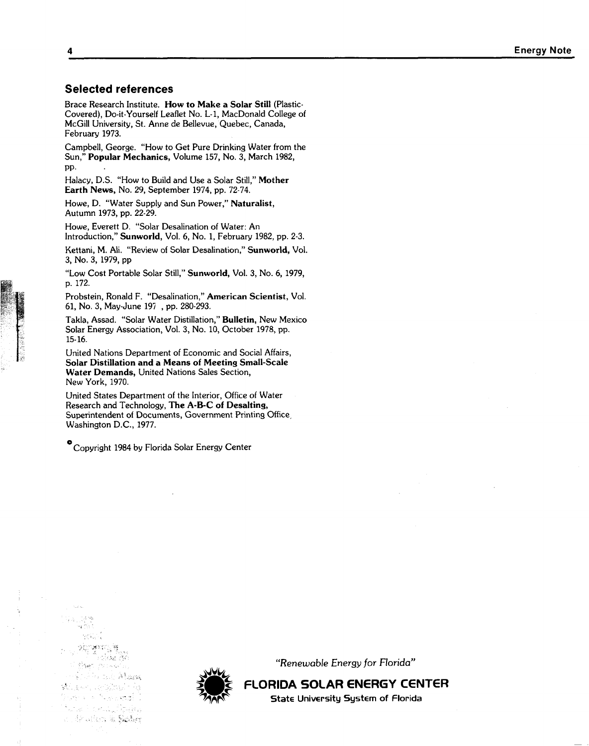## Selected references

Brace Research Institute. **How to Make a Solar Still** (Plastic-Covered), Do-it-Yourself Leaflet No. L-1, MacDonald College of McGill University, St. Anne de Bellevue, Quebec, Canada, February 1973.

Campbell, George. "How to Get Pure Drinking Water from the Sun," **Popular Mechanics,** Volume 157, No. 3, March 1982, pp. .

Halacy, D.S. "How to Build and Use a Solar Still," **Mother Earth News,** No. 29, September 1974, pp. 72-74.

Howe, D. "Water Supply and Sun Power," **Naturalist,** Autumn 1973, pp. 22-29.

Howe, Everett D. "Solar Desalination of Water: An Introduction," **Sunworld,** Vol. 6, No. 1, February 1982, pp. 2-3.

Kettani, M. Ali. "Review of Solar Desalination," **Sunworld,** Vol. 3, No. 3, 1979, pp

"Low Cost Portable Solar Still," **Sunworld,** Vol. 3, No. 6, 1979, p. 172.

Probstein, Ronald F. "Desalination," **American Scientist,** Vol. 61, No. 3, May-June 197 , pp. 280-293.

Takla, Assad. "Solar Water Distillation," **Bulletin,** New Mexico Solar Energy Association, Vol. 3, No. 10, October 1978, pp. 15-16.

United Nations Department of Economic and Social Affairs, **Solar Distillation and a Means of Meeting Small-Scale Water Demands,** United Nations Sales Section, New York, 1970.

United States Department of the Interior, Office of Water Research and Technology, **The A-B-C of Desalting,** Superintendent of Documents, Government Printing Office, Washington D.C., 1977.

© Copyright 1984 by Florida Solar Energy Center

*"Renewable Energy for Florida"*

**FLORIDA SOLAR ENERGY CENTER**

State University System of Florida